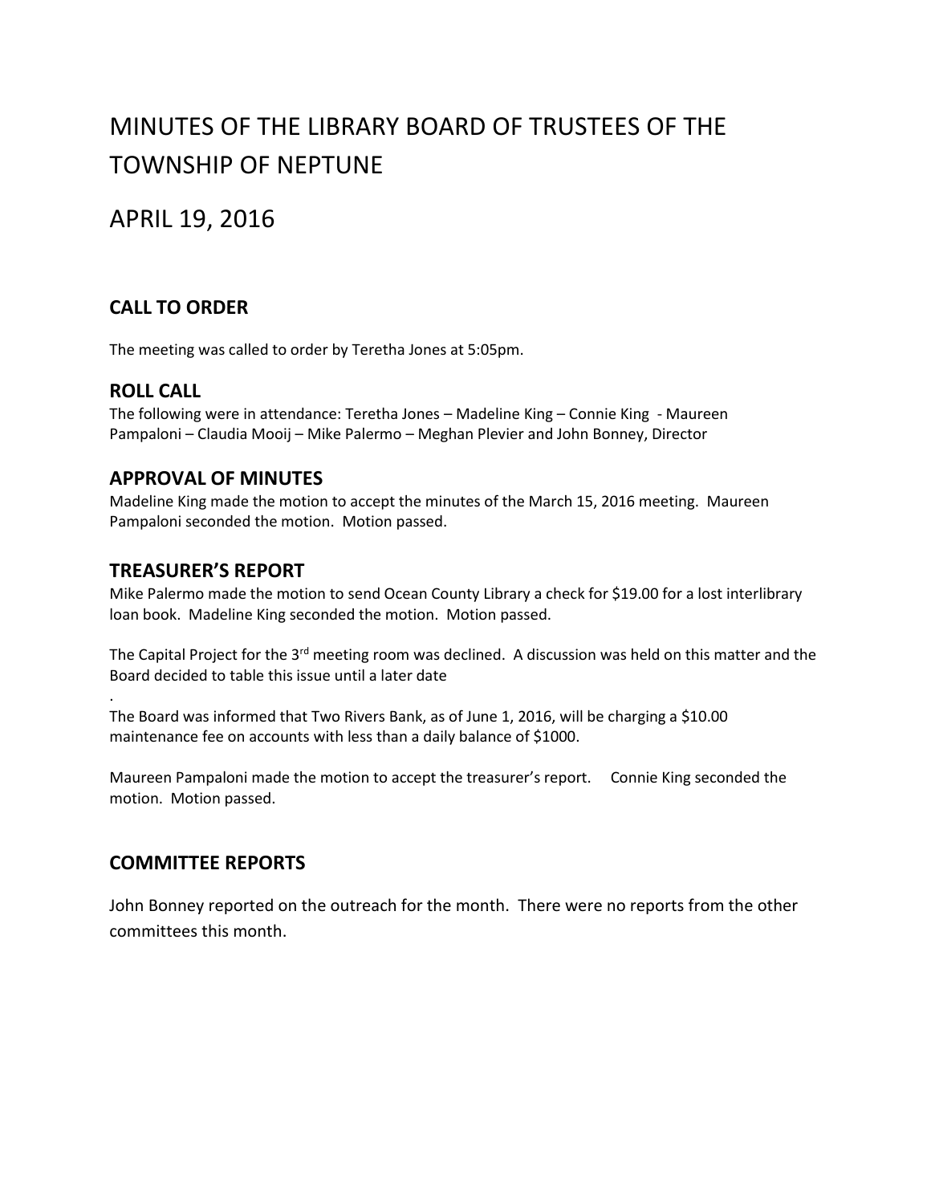# MINUTES OF THE LIBRARY BOARD OF TRUSTEES OF THE TOWNSHIP OF NEPTUNE

# APRIL 19, 2016

## CALL TO ORDER

The meeting was called to order by Teretha Jones at 5:05pm.

## ROLL CALL

The following were in attendance: Teretha Jones – Madeline King – Connie King - Maureen Pampaloni – Claudia Mooij – Mike Palermo – Meghan Plevier and John Bonney, Director

## APPROVAL OF MINUTES

Madeline King made the motion to accept the minutes of the March 15, 2016 meeting. Maureen Pampaloni seconded the motion. Motion passed.

## TREASURER'S REPORT

Mike Palermo made the motion to send Ocean County Library a check for $19.00 for a lost interlibrary loan book. Madeline King seconded the motion. Motion passed.

The Capital Project for the 3rd meeting room was declined. A discussion was held on this matter and the Board decided to table this issue until a later date

.

The Board was informed that Two Rivers Bank, as of June 1, 2016, will be charging a $10.00 maintenance fee on accounts with less than a daily balance of $1000.

Maureen Pampaloni made the motion to accept the treasurer's report. Connie King seconded the motion. Motion passed.

## COMMITTEE REPORTS

John Bonney reported on the outreach for the month. There were no reports from the other committees this month.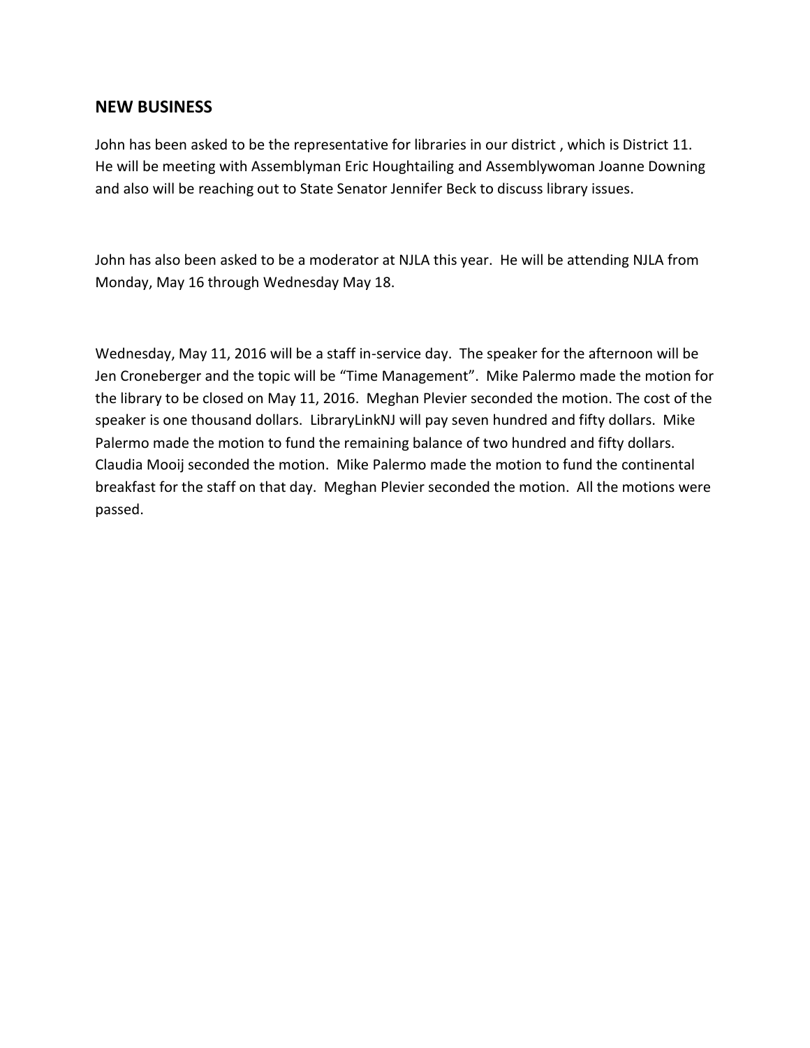## NEW BUSINESS

John has been asked to be the representative for libraries in our district , which is District 11. He will be meeting with Assemblyman Eric Houghtailing and Assemblywoman Joanne Downing and also will be reaching out to State Senator Jennifer Beck to discuss library issues.

John has also been asked to be a moderator at NJLA this year. He will be attending NJLA from Monday, May 16 through Wednesday May 18.

Wednesday, May 11, 2016 will be a staff in-service day. The speaker for the afternoon will be Jen Croneberger and the topic will be "Time Management". Mike Palermo made the motion for the library to be closed on May 11, 2016. Meghan Plevier seconded the motion. The cost of the speaker is one thousand dollars. LibraryLinkNJ will pay seven hundred and fifty dollars. Mike Palermo made the motion to fund the remaining balance of two hundred and fifty dollars. Claudia Mooij seconded the motion. Mike Palermo made the motion to fund the continental breakfast for the staff on that day. Meghan Plevier seconded the motion. All the motions were passed.